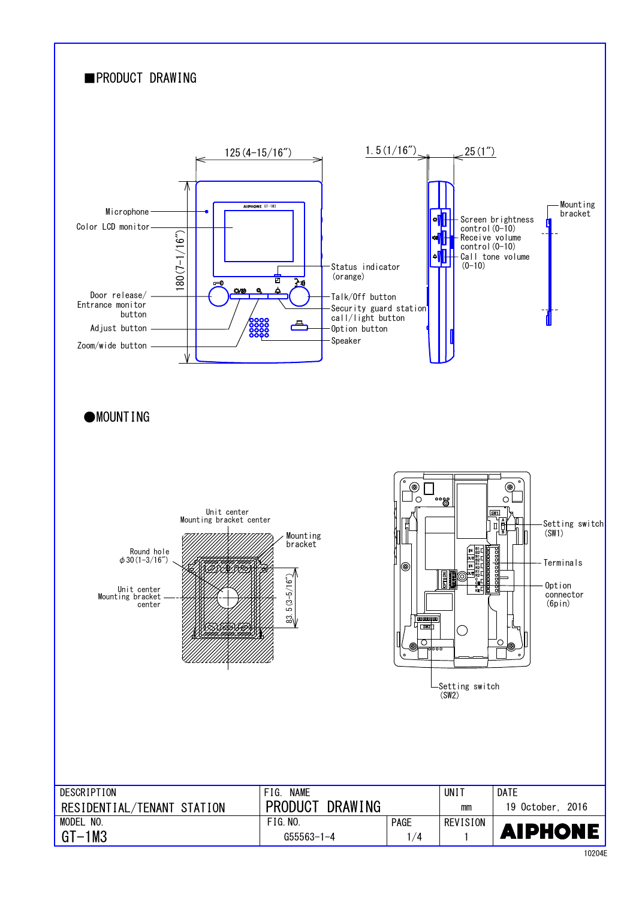## ■PRODUCT DRAWING

125 (4-15/16")

1.5 (1/16")

25 (1")

180 (7-1/16")

AIPHONE GT-1M3

- Microphone
- Color LCD monitor
- Door release/ Entrance monitor button
- Adjust button
- Zoom/wide button
- Status indicator (orange)
- Talk/Off button
- Security guard station call/light button
- Option button
- Speaker
- Screen brightness control (0-10)
- Receive volume control (0-10)
- Call tone volume (0-10)
- Mounting bracket

## ●MOUNTING

- Unit center Mounting bracket center
- Mounting bracket
- Round hole ϕ30 (1-3/16")
- Unit center Mounting bracket center
- 83.5 (3-5/16")
- Setting switch (SW1)
- Terminals
- Option connector (6pin)
- Setting switch (SW2)

| DESCRIPTION | FIG. NAME | | UNIT | DATE |
|---|---|---|---|---|
| RESIDENTIAL/TENANT STATION | PRODUCT DRAWING | | mm | 19 October, 2016 |
| MODEL NO. | FIG. NO. | PAGE | REVISION | AIPHONE |
| GT-1M3 | G55563-1-4 | 1/4 | 1 | |

10204E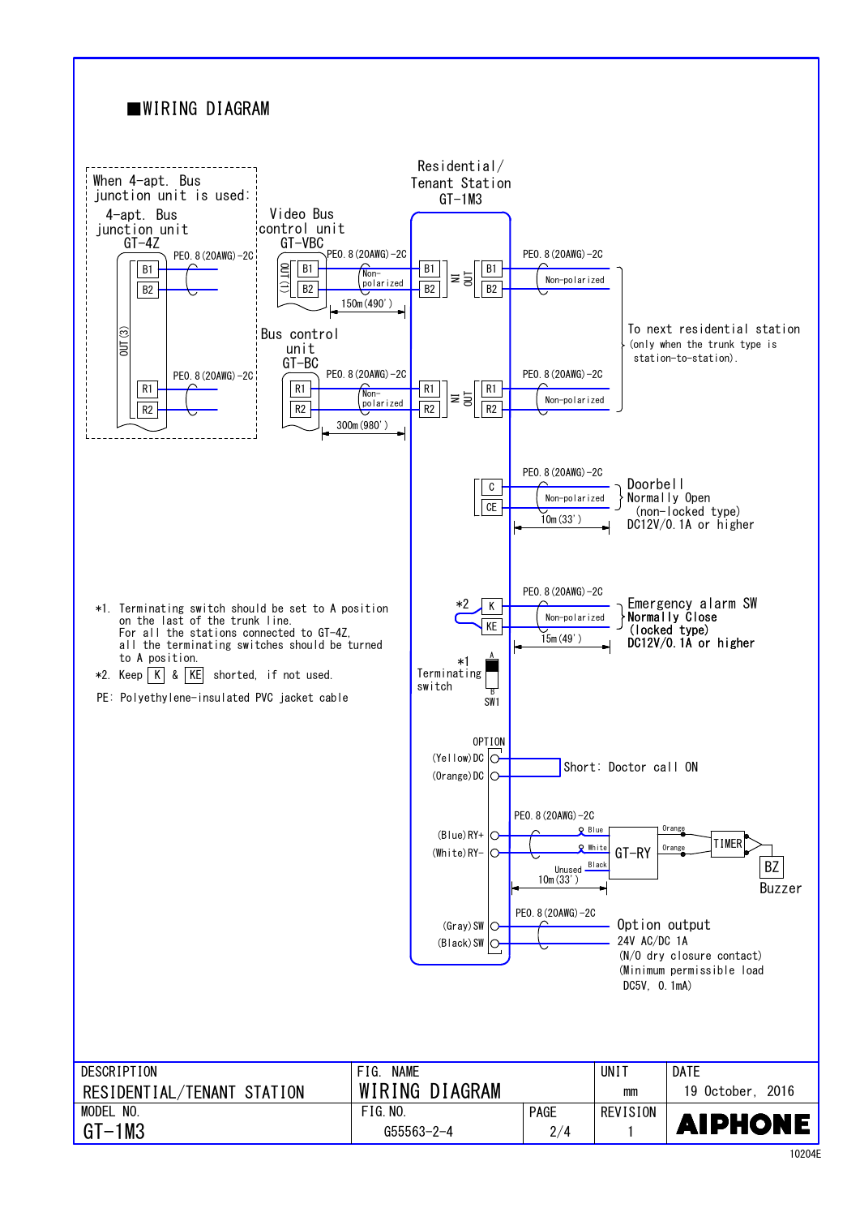## ■WIRING DIAGRAM

When 4-apt. Bus junction unit is used:

4-apt. Bus junction unit
GT-4Z

OUT(3)

B1, B2 — PE0.8(20AWG)-2C

R1, R2 — PE0.8(20AWG)-2C

Video Bus control unit
GT-VBC

OUT(1)

B1, B2 — PE0.8(20AWG)-2C — Non-polarized — 150m(490')

Bus control unit
GT-BC

R1, R2 — PE0.8(20AWG)-2C — Non-polarized — 300m(980')

Residential/ Tenant Station
GT-1M3

IN: B1, B2 / OUT: B1, B2 — PE0.8(20AWG)-2C — Non-polarized

IN: R1, R2 / OUT: R1, R2 — PE0.8(20AWG)-2C — Non-polarized

To next residential station (only when the trunk type is station-to-station).

C, CE — PE0.8(20AWG)-2C — Non-polarized — 10m(33')
Doorbell
Normally Open
(non-locked type)
DC12V/0.1A or higher

*2 K, KE — PE0.8(20AWG)-2C — Non-polarized — 15m(49')
Emergency alarm SW
Normally Close
(locked type)
DC12V/0.1A or higher

*1 Terminating switch
SW1 (A / B)

OPTION

(Yellow)DC
(Orange)DC
Short: Doctor call ON

(Blue)RY+
(White)RY-
PE0.8(20AWG)-2C — 10m(33')
GT-RY (Blue, White, Black: Unused; Orange, Orange) — TIMER — BZ Buzzer

(Gray)SW
(Black)SW
PE0.8(20AWG)-2C
Option output
24V AC/DC 1A
(N/O dry closure contact)
(Minimum permissible load DC5V, 0.1mA)

*1. Terminating switch should be set to A position on the last of the trunk line.
For all the stations connected to GT-4Z, all the terminating switches should be turned to A position.

*2. Keep K & KE shorted, if not used.

PE: Polyethylene-insulated PVC jacket cable

| DESCRIPTION | FIG. NAME | | UNIT | DATE |
|---|---|---|---|---|
| RESIDENTIAL/TENANT STATION | WIRING DIAGRAM | | mm | 19 October, 2016 |
| MODEL NO. | FIG. NO. | PAGE | REVISION | |
| GT-1M3 | G55563-2-4 | 2/4 | 1 | AIPHONE |

10204E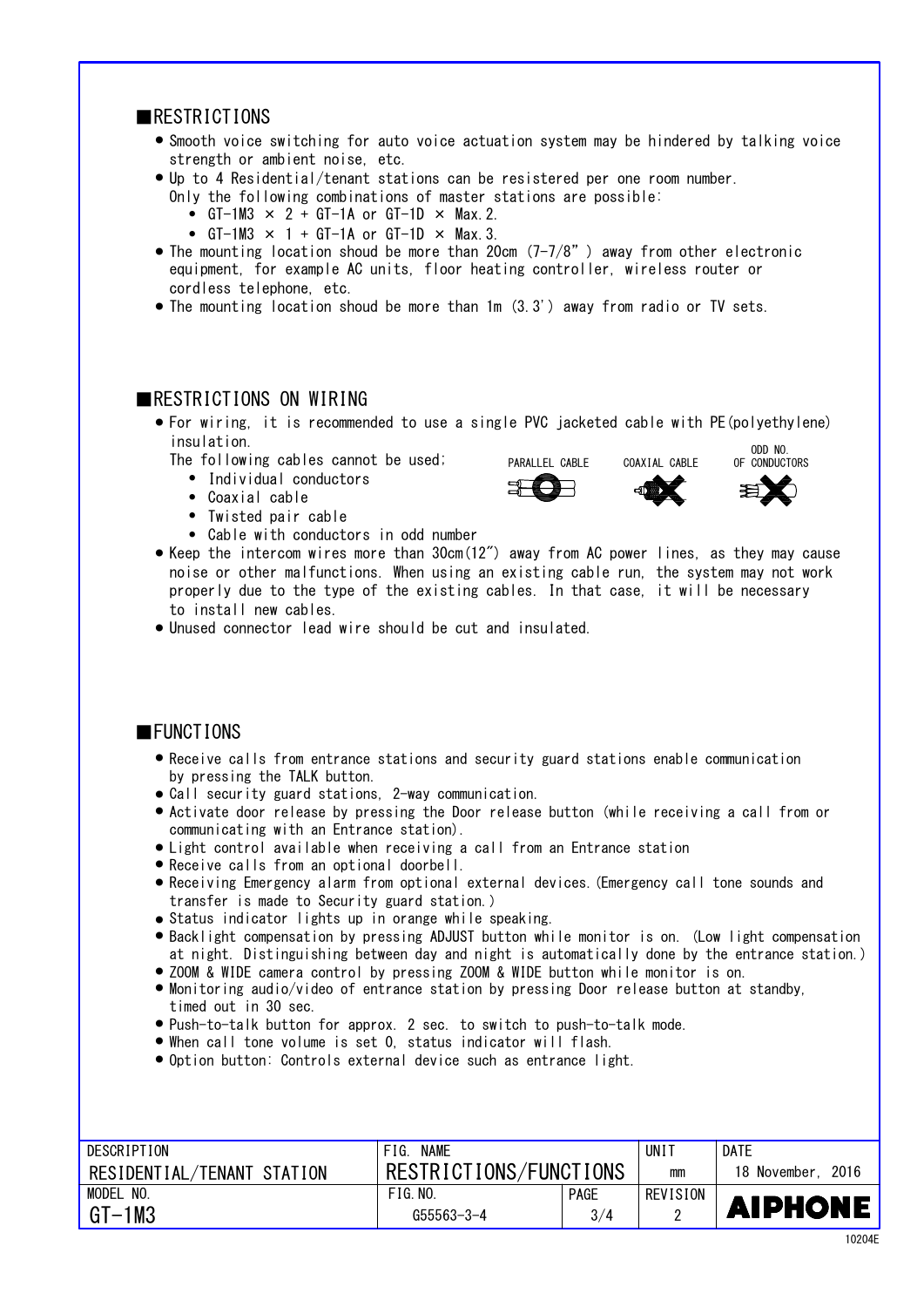## RESTRICTIONS

- Smooth voice switching for auto voice actuation system may be hindered by talking voice strength or ambient noise, etc.
- Up to 4 Residential/tenant stations can be resistered per one room number.
  Only the following combinations of master stations are possible:
  - GT-1M3 × 2 + GT-1A or GT-1D × Max.2.
  - GT-1M3 × 1 + GT-1A or GT-1D × Max.3.
- The mounting location shoud be more than 20cm (7-7/8") away from other electronic equipment, for example AC units, floor heating controller, wireless router or cordless telephone, etc.
- The mounting location shoud be more than 1m (3.3') away from radio or TV sets.

## RESTRICTIONS ON WIRING

- For wiring, it is recommended to use a single PVC jacketed cable with PE(polyethylene) insulation.
  The following cables cannot be used;
  - Individual conductors
  - Coaxial cable
  - Twisted pair cable
  - Cable with conductors in odd number

  PARALLEL CABLE　COAXIAL CABLE　ODD NO. OF CONDUCTORS
- Keep the intercom wires more than 30cm(12") away from AC power lines, as they may cause noise or other malfunctions. When using an existing cable run, the system may not work properly due to the type of the existing cables. In that case, it will be necessary to install new cables.
- Unused connector lead wire should be cut and insulated.

## FUNCTIONS

- Receive calls from entrance stations and security guard stations enable communication by pressing the TALK button.
- Call security guard stations, 2-way communication.
- Activate door release by pressing the Door release button (while receiving a call from or communicating with an Entrance station).
- Light control available when receiving a call from an Entrance station
- Receive calls from an optional doorbell.
- Receiving Emergency alarm from optional external devices.(Emergency call tone sounds and transfer is made to Security guard station.)
- Status indicator lights up in orange while speaking.
- Backlight compensation by pressing ADJUST button while monitor is on. (Low light compensation at night. Distinguishing between day and night is automatically done by the entrance station.)
- ZOOM & WIDE camera control by pressing ZOOM & WIDE button while monitor is on.
- Monitoring audio/video of entrance station by pressing Door release button at standby, timed out in 30 sec.
- Push-to-talk button for approx. 2 sec. to switch to push-to-talk mode.
- When call tone volume is set 0, status indicator will flash.
- Option button: Controls external device such as entrance light.

| DESCRIPTION | FIG. NAME | | UNIT | DATE |
|---|---|---|---|---|
| RESIDENTIAL/TENANT STATION | RESTRICTIONS/FUNCTIONS | | mm | 18 November, 2016 |
| MODEL NO. | FIG.NO. | PAGE | REVISION | AIPHONE |
| GT-1M3 | G55563-3-4 | 3/4 | 2 | |

10204E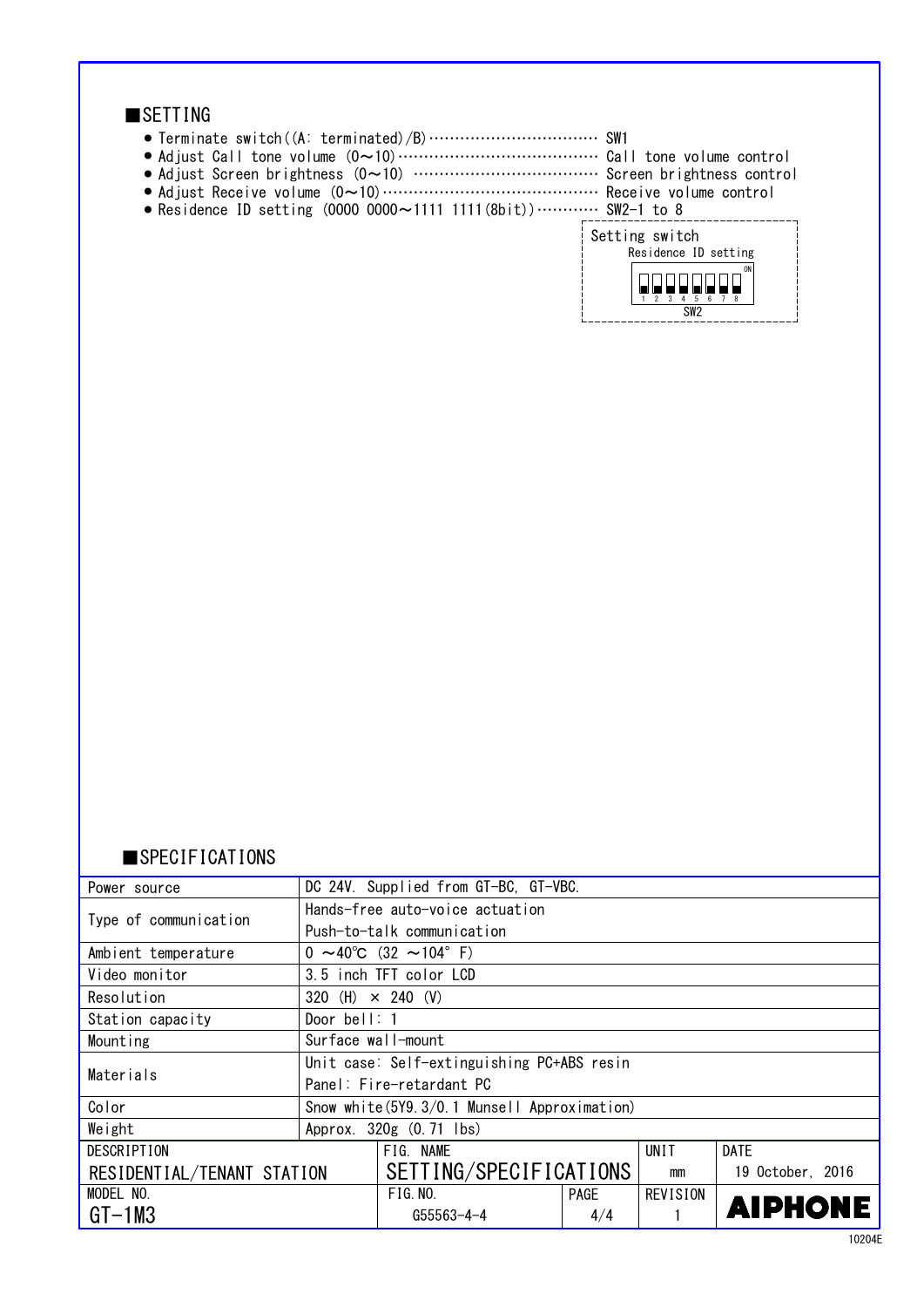## ■SETTING

- Terminate switch((A: terminated)/B)································ SW1
- Adjust Call tone volume (0～10)······································· Call tone volume control
- Adjust Screen brightness (0～10) ··································· Screen brightness control
- Adjust Receive volume (0～10)········································· Receive volume control
- Residence ID setting (0000 0000～1111 1111(8bit))············ SW2-1 to 8

Setting switch
Residence ID setting
ON
1 2 3 4 5 6 7 8
SW2

## ■SPECIFICATIONS

| | |
|---|---|
| Power source | DC 24V. Supplied from GT-BC, GT-VBC. |
| Type of communication | Hands-free auto-voice actuation<br>Push-to-talk communication |
| Ambient temperature | 0 ～40℃ (32 ～104° F) |
| Video monitor | 3.5 inch TFT color LCD |
| Resolution | 320 (H) × 240 (V) |
| Station capacity | Door bell: 1 |
| Mounting | Surface wall-mount |
| Materials | Unit case: Self-extinguishing PC+ABS resin<br>Panel: Fire-retardant PC |
| Color | Snow white(5Y9.3/0.1 Munsell Approximation) |
| Weight | Approx. 320g (0.71 lbs) |

| DESCRIPTION | FIG. NAME | | UNIT | DATE |
|---|---|---|---|---|
| RESIDENTIAL/TENANT STATION | SETTING/SPECIFICATIONS | | mm | 19 October, 2016 |
| MODEL NO. | FIG.NO. | PAGE | REVISION | AIPHONE |
| GT-1M3 | G55563-4-4 | 4/4 | 1 | |

10204E